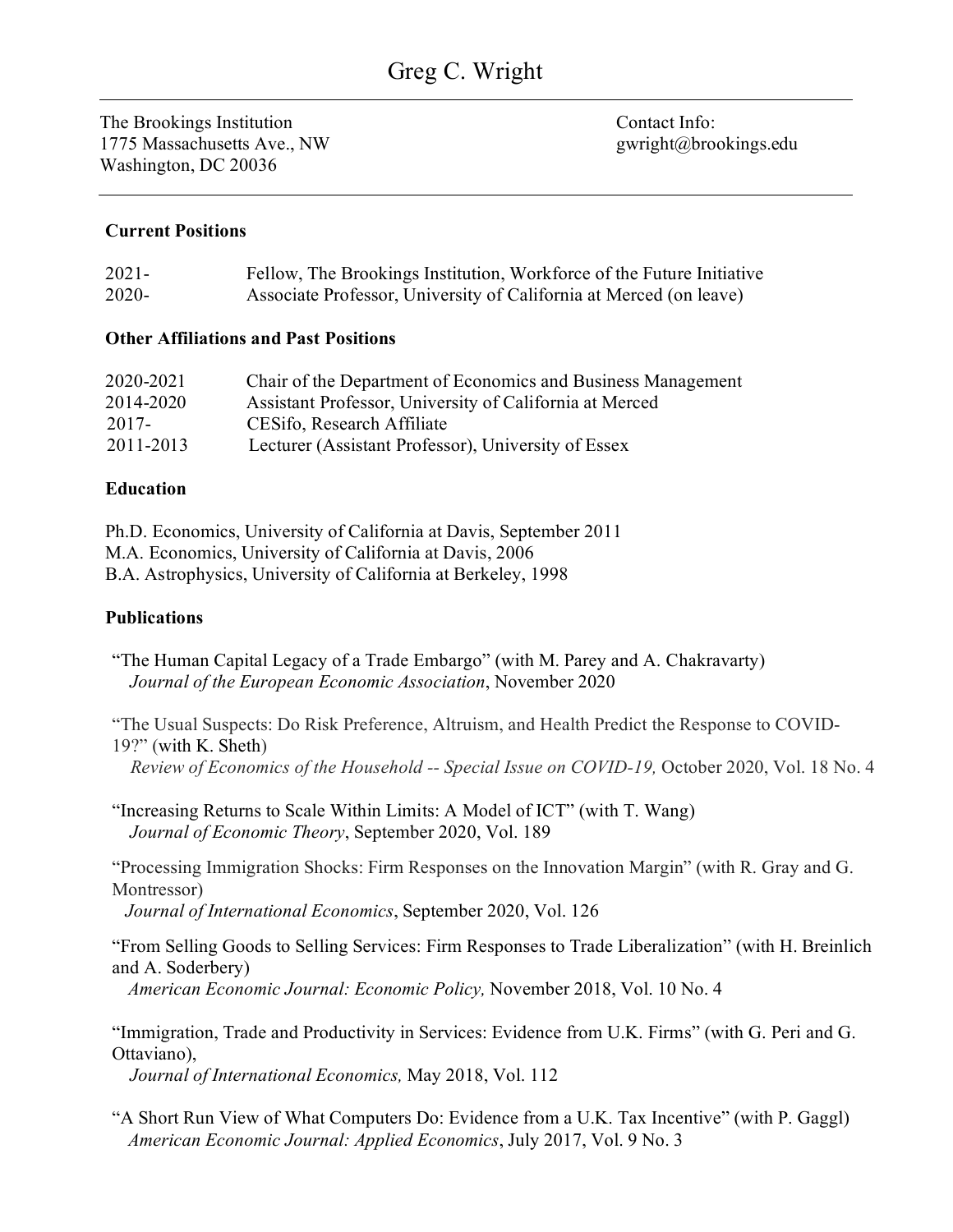# Greg C. Wright

The Brookings Institution
1775 Massachusetts Ave., NW
Washington, DC 20036

Contact Info:
gwright@brookings.edu

---

## Current Positions

| | |
|---|---|
| 2021- | Fellow, The Brookings Institution, Workforce of the Future Initiative |
| 2020- | Associate Professor, University of California at Merced (on leave) |

## Other Affiliations and Past Positions

| | |
|---|---|
| 2020-2021 | Chair of the Department of Economics and Business Management |
| 2014-2020 | Assistant Professor, University of California at Merced |
| 2017- | CESifo, Research Affiliate |
| 2011-2013 | Lecturer (Assistant Professor), University of Essex |

## Education

Ph.D. Economics, University of California at Davis, September 2011
M.A. Economics, University of California at Davis, 2006
B.A. Astrophysics, University of California at Berkeley, 1998

## Publications

"The Human Capital Legacy of a Trade Embargo" (with M. Parey and A. Chakravarty)
*Journal of the European Economic Association*, November 2020

"The Usual Suspects: Do Risk Preference, Altruism, and Health Predict the Response to COVID-19?" (with K. Sheth)
*Review of Economics of the Household -- Special Issue on COVID-19,* October 2020, Vol. 18 No. 4

"Increasing Returns to Scale Within Limits: A Model of ICT" (with T. Wang)
*Journal of Economic Theory*, September 2020, Vol. 189

"Processing Immigration Shocks: Firm Responses on the Innovation Margin" (with R. Gray and G. Montressor)
*Journal of International Economics*, September 2020, Vol. 126

"From Selling Goods to Selling Services: Firm Responses to Trade Liberalization" (with H. Breinlich and A. Soderbery)
*American Economic Journal: Economic Policy,* November 2018, Vol. 10 No. 4

"Immigration, Trade and Productivity in Services: Evidence from U.K. Firms" (with G. Peri and G. Ottaviano),
*Journal of International Economics,* May 2018, Vol. 112

"A Short Run View of What Computers Do: Evidence from a U.K. Tax Incentive" (with P. Gaggl)
*American Economic Journal: Applied Economics*, July 2017, Vol. 9 No. 3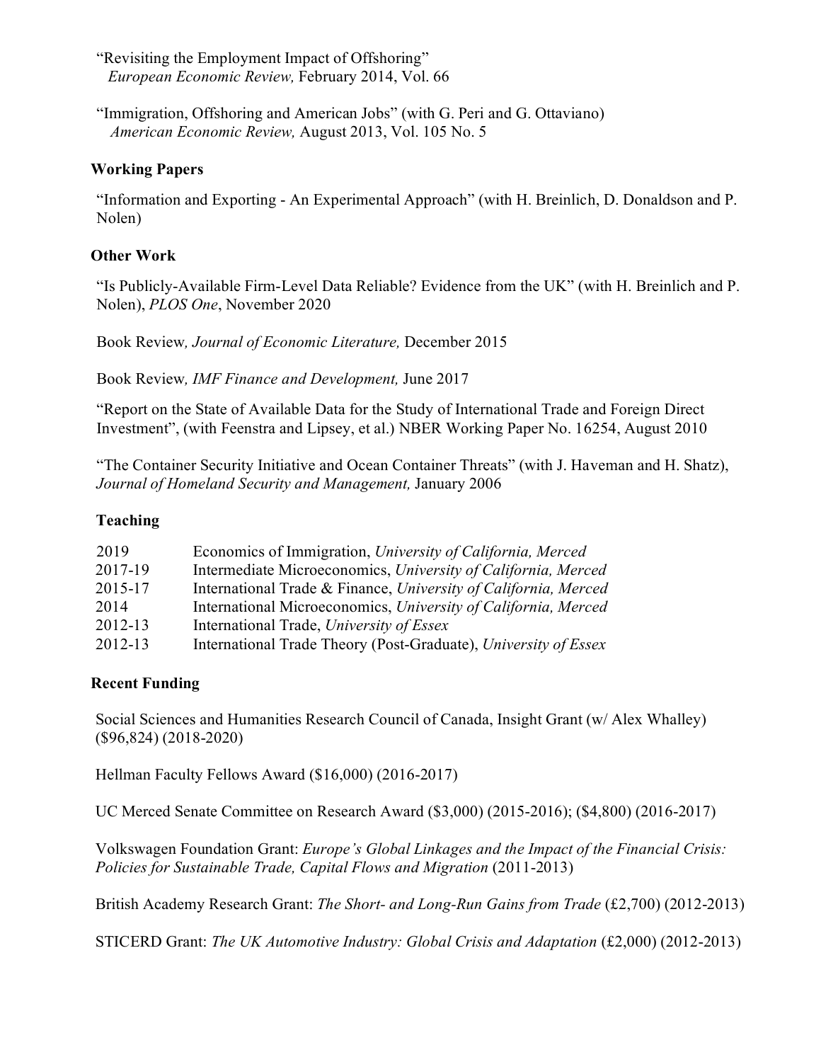"Revisiting the Employment Impact of Offshoring"
*European Economic Review,* February 2014, Vol. 66

"Immigration, Offshoring and American Jobs" (with G. Peri and G. Ottaviano)
*American Economic Review,* August 2013, Vol. 105 No. 5

## Working Papers

"Information and Exporting - An Experimental Approach" (with H. Breinlich, D. Donaldson and P. Nolen)

## Other Work

"Is Publicly-Available Firm-Level Data Reliable? Evidence from the UK" (with H. Breinlich and P. Nolen), *PLOS One*, November 2020

Book Review*, Journal of Economic Literature,* December 2015

Book Review*, IMF Finance and Development,* June 2017

"Report on the State of Available Data for the Study of International Trade and Foreign Direct Investment", (with Feenstra and Lipsey, et al.) NBER Working Paper No. 16254, August 2010

"The Container Security Initiative and Ocean Container Threats" (with J. Haveman and H. Shatz), *Journal of Homeland Security and Management,* January 2006

## Teaching

| | |
|---|---|
| 2019 | Economics of Immigration, *University of California, Merced* |
| 2017-19 | Intermediate Microeconomics, *University of California, Merced* |
| 2015-17 | International Trade & Finance, *University of California, Merced* |
| 2014 | International Microeconomics, *University of California, Merced* |
| 2012-13 | International Trade, *University of Essex* |
| 2012-13 | International Trade Theory (Post-Graduate), *University of Essex* |

## Recent Funding

Social Sciences and Humanities Research Council of Canada, Insight Grant (w/ Alex Whalley) ($96,824) (2018-2020)

Hellman Faculty Fellows Award ($16,000) (2016-2017)

UC Merced Senate Committee on Research Award ($3,000) (2015-2016); ($4,800) (2016-2017)

Volkswagen Foundation Grant: *Europe's Global Linkages and the Impact of the Financial Crisis: Policies for Sustainable Trade, Capital Flows and Migration* (2011-2013)

British Academy Research Grant: *The Short- and Long-Run Gains from Trade* (£2,700) (2012-2013)

STICERD Grant: *The UK Automotive Industry: Global Crisis and Adaptation* (£2,000) (2012-2013)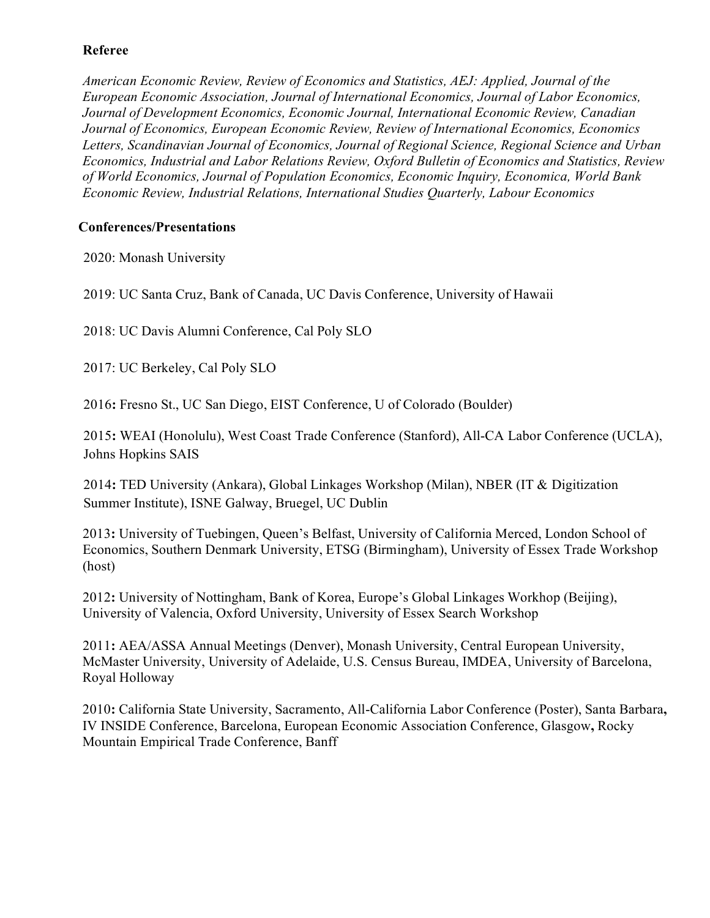**Referee**

*American Economic Review, Review of Economics and Statistics, AEJ: Applied, Journal of the European Economic Association, Journal of International Economics, Journal of Labor Economics, Journal of Development Economics, Economic Journal, International Economic Review, Canadian Journal of Economics, European Economic Review, Review of International Economics, Economics Letters, Scandinavian Journal of Economics, Journal of Regional Science, Regional Science and Urban Economics, Industrial and Labor Relations Review, Oxford Bulletin of Economics and Statistics, Review of World Economics, Journal of Population Economics, Economic Inquiry, Economica, World Bank Economic Review, Industrial Relations, International Studies Quarterly, Labour Economics*

**Conferences/Presentations**

2020: Monash University

2019: UC Santa Cruz, Bank of Canada, UC Davis Conference, University of Hawaii

2018: UC Davis Alumni Conference, Cal Poly SLO

2017: UC Berkeley, Cal Poly SLO

2016**:** Fresno St., UC San Diego, EIST Conference, U of Colorado (Boulder)

2015**:** WEAI (Honolulu), West Coast Trade Conference (Stanford), All-CA Labor Conference (UCLA), Johns Hopkins SAIS

2014**:** TED University (Ankara), Global Linkages Workshop (Milan), NBER (IT & Digitization Summer Institute), ISNE Galway, Bruegel, UC Dublin

2013**:** University of Tuebingen, Queen's Belfast, University of California Merced, London School of Economics, Southern Denmark University, ETSG (Birmingham), University of Essex Trade Workshop (host)

2012**:** University of Nottingham, Bank of Korea, Europe's Global Linkages Workhop (Beijing), University of Valencia, Oxford University, University of Essex Search Workshop

2011**:** AEA/ASSA Annual Meetings (Denver), Monash University, Central European University, McMaster University, University of Adelaide, U.S. Census Bureau, IMDEA, University of Barcelona, Royal Holloway

2010**:** California State University, Sacramento, All-California Labor Conference (Poster), Santa Barbara**,** IV INSIDE Conference, Barcelona, European Economic Association Conference, Glasgow**,** Rocky Mountain Empirical Trade Conference, Banff